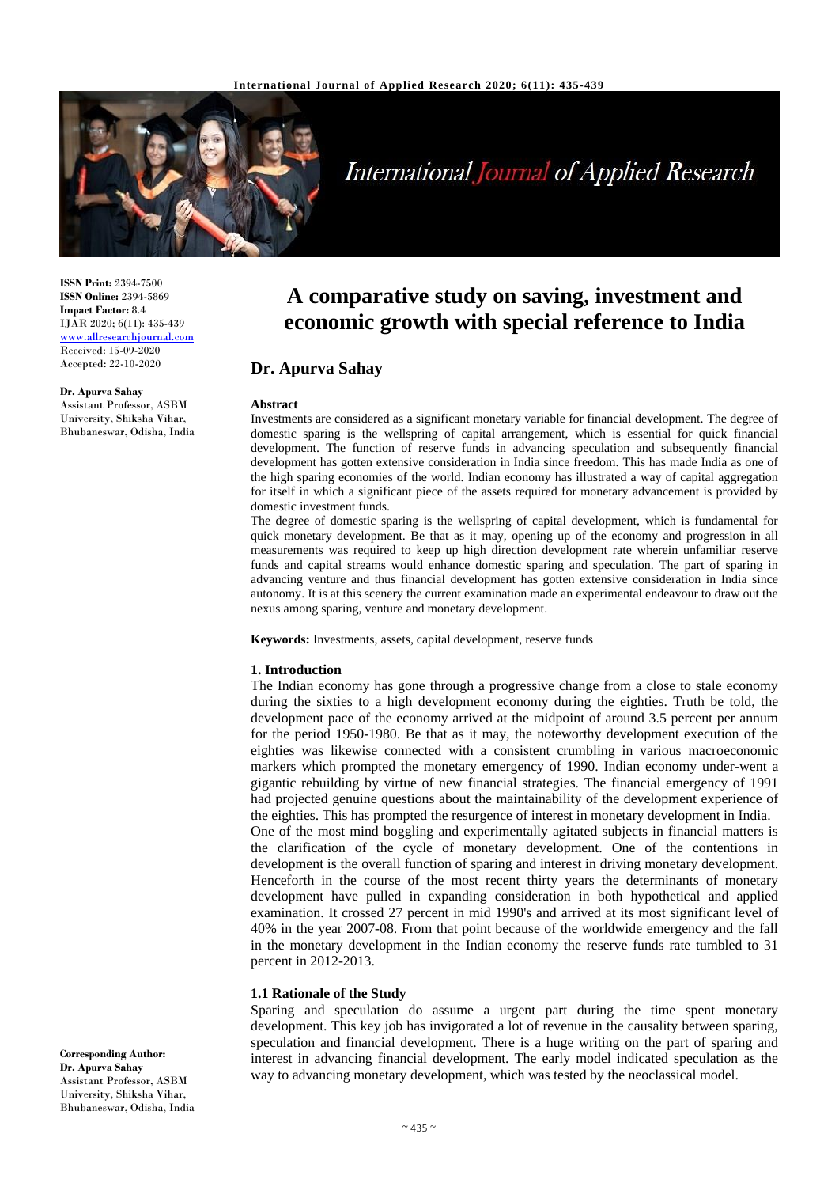# A comparative study on saving, investment and economic growth with special reference to India

## Dr. Apurva Sahay

**ISSN Print:** 2394-7500
**ISSN Online:** 2394-5869
**Impact Factor:** 8.4
IJAR 2020; 6(11): 435-439
www.allresearchjournal.com
Received: 15-09-2020
Accepted: 22-10-2020

**Dr. Apurva Sahay**
Assistant Professor, ASBM University, Shiksha Vihar, Bhubaneswar, Odisha, India

**Corresponding Author:**
**Dr. Apurva Sahay**
Assistant Professor, ASBM University, Shiksha Vihar, Bhubaneswar, Odisha, India

### Abstract

Investments are considered as a significant monetary variable for financial development. The degree of domestic sparing is the wellspring of capital arrangement, which is essential for quick financial development. The function of reserve funds in advancing speculation and subsequently financial development has gotten extensive consideration in India since freedom. This has made India as one of the high sparing economies of the world. Indian economy has illustrated a way of capital aggregation for itself in which a significant piece of the assets required for monetary advancement is provided by domestic investment funds.

The degree of domestic sparing is the wellspring of capital development, which is fundamental for quick monetary development. Be that as it may, opening up of the economy and progression in all measurements was required to keep up high direction development rate wherein unfamiliar reserve funds and capital streams would enhance domestic sparing and speculation. The part of sparing in advancing venture and thus financial development has gotten extensive consideration in India since autonomy. It is at this scenery the current examination made an experimental endeavour to draw out the nexus among sparing, venture and monetary development.

**Keywords:** Investments, assets, capital development, reserve funds

### 1. Introduction

The Indian economy has gone through a progressive change from a close to stale economy during the sixties to a high development economy during the eighties. Truth be told, the development pace of the economy arrived at the midpoint of around 3.5 percent per annum for the period 1950-1980. Be that as it may, the noteworthy development execution of the eighties was likewise connected with a consistent crumbling in various macroeconomic markers which prompted the monetary emergency of 1990. Indian economy under-went a gigantic rebuilding by virtue of new financial strategies. The financial emergency of 1991 had projected genuine questions about the maintainability of the development experience of the eighties. This has prompted the resurgence of interest in monetary development in India.

One of the most mind boggling and experimentally agitated subjects in financial matters is the clarification of the cycle of monetary development. One of the contentions in development is the overall function of sparing and interest in driving monetary development. Henceforth in the course of the most recent thirty years the determinants of monetary development have pulled in expanding consideration in both hypothetical and applied examination. It crossed 27 percent in mid 1990's and arrived at its most significant level of 40% in the year 2007-08. From that point because of the worldwide emergency and the fall in the monetary development in the Indian economy the reserve funds rate tumbled to 31 percent in 2012-2013.

#### 1.1 Rationale of the Study

Sparing and speculation do assume a urgent part during the time spent monetary development. This key job has invigorated a lot of revenue in the causality between sparing, speculation and financial development. There is a huge writing on the part of sparing and interest in advancing financial development. The early model indicated speculation as the way to advancing monetary development, which was tested by the neoclassical model.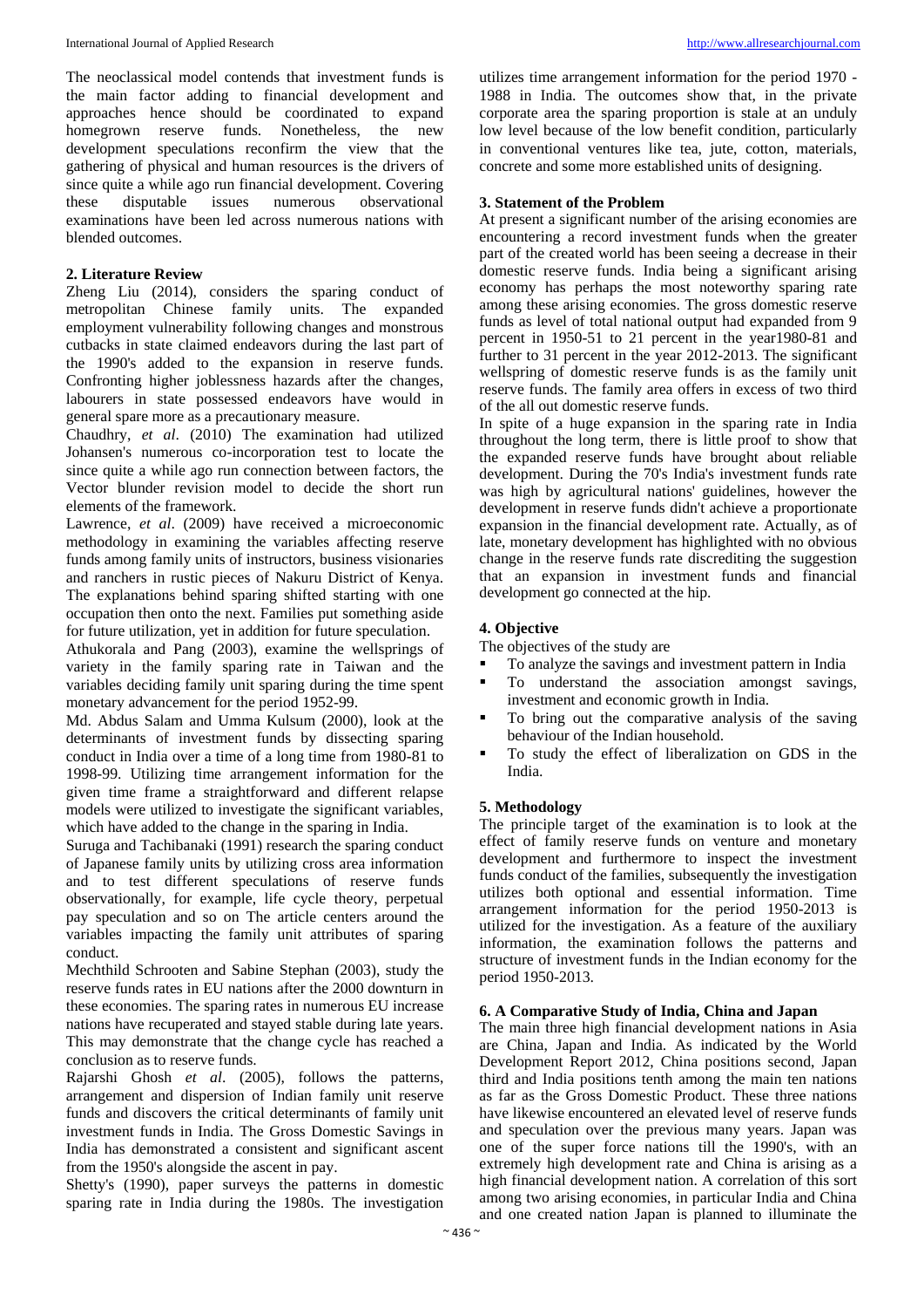The neoclassical model contends that investment funds is the main factor adding to financial development and approaches hence should be coordinated to expand homegrown reserve funds. Nonetheless, the new development speculations reconfirm the view that the gathering of physical and human resources is the drivers of since quite a while ago run financial development. Covering these disputable issues numerous observational examinations have been led across numerous nations with blended outcomes.

## 2. Literature Review

Zheng Liu (2014), considers the sparing conduct of metropolitan Chinese family units. The expanded employment vulnerability following changes and monstrous cutbacks in state claimed endeavors during the last part of the 1990's added to the expansion in reserve funds. Confronting higher joblessness hazards after the changes, labourers in state possessed endeavors have would in general spare more as a precautionary measure.

Chaudhry, *et al*. (2010) The examination had utilized Johansen's numerous co-incorporation test to locate the since quite a while ago run connection between factors, the Vector blunder revision model to decide the short run elements of the framework.

Lawrence, *et al*. (2009) have received a microeconomic methodology in examining the variables affecting reserve funds among family units of instructors, business visionaries and ranchers in rustic pieces of Nakuru District of Kenya. The explanations behind sparing shifted starting with one occupation then onto the next. Families put something aside for future utilization, yet in addition for future speculation.

Athukorala and Pang (2003), examine the wellsprings of variety in the family sparing rate in Taiwan and the variables deciding family unit sparing during the time spent monetary advancement for the period 1952-99.

Md. Abdus Salam and Umma Kulsum (2000), look at the determinants of investment funds by dissecting sparing conduct in India over a time of a long time from 1980-81 to 1998-99. Utilizing time arrangement information for the given time frame a straightforward and different relapse models were utilized to investigate the significant variables, which have added to the change in the sparing in India.

Suruga and Tachibanaki (1991) research the sparing conduct of Japanese family units by utilizing cross area information and to test different speculations of reserve funds observationally, for example, life cycle theory, perpetual pay speculation and so on The article centers around the variables impacting the family unit attributes of sparing conduct.

Mechthild Schrooten and Sabine Stephan (2003), study the reserve funds rates in EU nations after the 2000 downturn in these economies. The sparing rates in numerous EU increase nations have recuperated and stayed stable during late years. This may demonstrate that the change cycle has reached a conclusion as to reserve funds.

Rajarshi Ghosh *et al*. (2005), follows the patterns, arrangement and dispersion of Indian family unit reserve funds and discovers the critical determinants of family unit investment funds in India. The Gross Domestic Savings in India has demonstrated a consistent and significant ascent from the 1950's alongside the ascent in pay.

Shetty's (1990), paper surveys the patterns in domestic sparing rate in India during the 1980s. The investigation utilizes time arrangement information for the period 1970 - 1988 in India. The outcomes show that, in the private corporate area the sparing proportion is stale at an unduly low level because of the low benefit condition, particularly in conventional ventures like tea, jute, cotton, materials, concrete and some more established units of designing.

## 3. Statement of the Problem

At present a significant number of the arising economies are encountering a record investment funds when the greater part of the created world has been seeing a decrease in their domestic reserve funds. India being a significant arising economy has perhaps the most noteworthy sparing rate among these arising economies. The gross domestic reserve funds as level of total national output had expanded from 9 percent in 1950-51 to 21 percent in the year1980-81 and further to 31 percent in the year 2012-2013. The significant wellspring of domestic reserve funds is as the family unit reserve funds. The family area offers in excess of two third of the all out domestic reserve funds.

In spite of a huge expansion in the sparing rate in India throughout the long term, there is little proof to show that the expanded reserve funds have brought about reliable development. During the 70's India's investment funds rate was high by agricultural nations' guidelines, however the development in reserve funds didn't achieve a proportionate expansion in the financial development rate. Actually, as of late, monetary development has highlighted with no obvious change in the reserve funds rate discrediting the suggestion that an expansion in investment funds and financial development go connected at the hip.

## 4. Objective

The objectives of the study are

- To analyze the savings and investment pattern in India
- To understand the association amongst savings, investment and economic growth in India.
- To bring out the comparative analysis of the saving behaviour of the Indian household.
- To study the effect of liberalization on GDS in the India.

## 5. Methodology

The principle target of the examination is to look at the effect of family reserve funds on venture and monetary development and furthermore to inspect the investment funds conduct of the families, subsequently the investigation utilizes both optional and essential information. Time arrangement information for the period 1950-2013 is utilized for the investigation. As a feature of the auxiliary information, the examination follows the patterns and structure of investment funds in the Indian economy for the period 1950-2013.

## 6. A Comparative Study of India, China and Japan

The main three high financial development nations in Asia are China, Japan and India. As indicated by the World Development Report 2012, China positions second, Japan third and India positions tenth among the main ten nations as far as the Gross Domestic Product. These three nations have likewise encountered an elevated level of reserve funds and speculation over the previous many years. Japan was one of the super force nations till the 1990's, with an extremely high development rate and China is arising as a high financial development nation. A correlation of this sort among two arising economies, in particular India and China and one created nation Japan is planned to illuminate the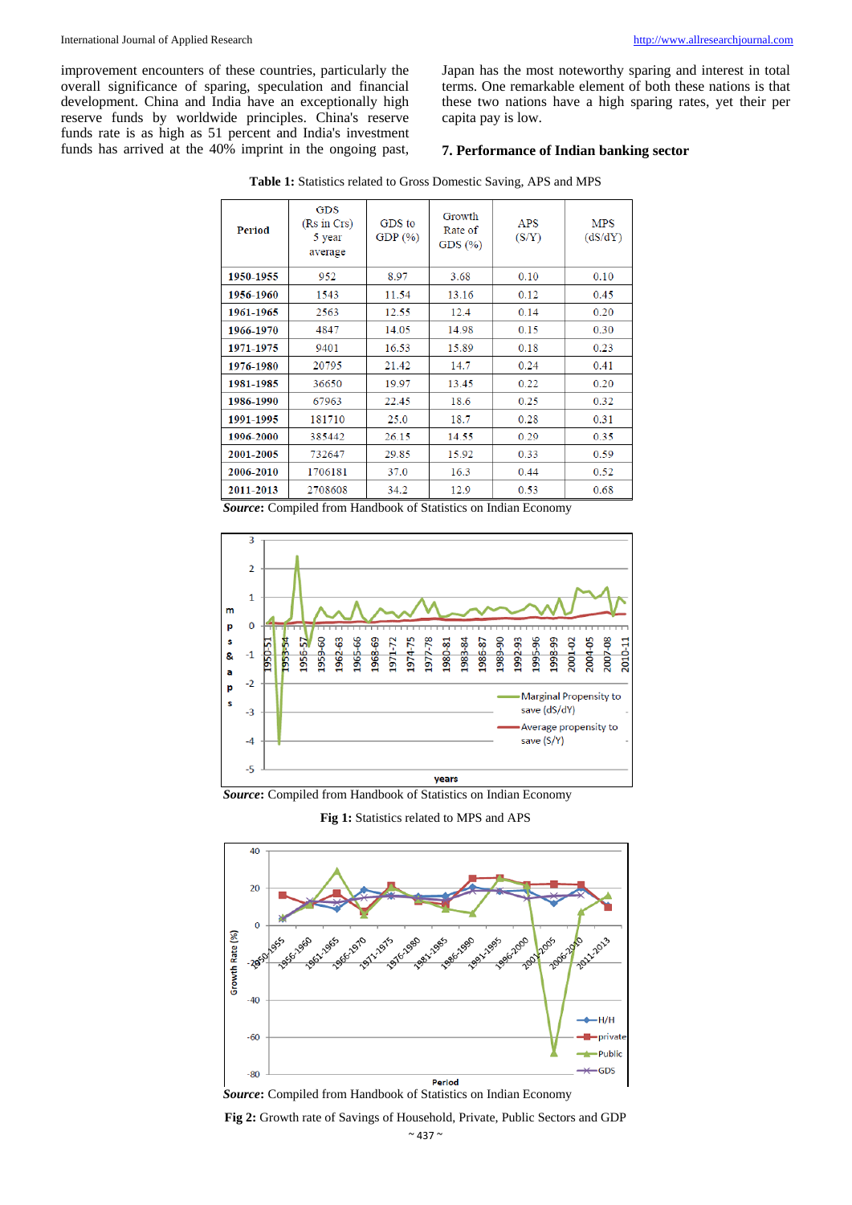improvement encounters of these countries, particularly the overall significance of sparing, speculation and financial development. China and India have an exceptionally high reserve funds by worldwide principles. China's reserve funds rate is as high as 51 percent and India's investment funds has arrived at the 40% imprint in the ongoing past, Japan has the most noteworthy sparing and interest in total terms. One remarkable element of both these nations is that these two nations have a high sparing rates, yet their per capita pay is low.

## 7. Performance of Indian banking sector

**Table 1:** Statistics related to Gross Domestic Saving, APS and MPS

| Period | GDS (Rs in Crs) 5 year average | GDS to GDP (%) | Growth Rate of GDS (%) | APS (S/Y) | MPS (dS/dY) |
|---|---|---|---|---|---|
| **1950-1955** | 952 | 8.97 | 3.68 | 0.10 | 0.10 |
| **1956-1960** | 1543 | 11.54 | 13.16 | 0.12 | 0.45 |
| **1961-1965** | 2563 | 12.55 | 12.4 | 0.14 | 0.20 |
| **1966-1970** | 4847 | 14.05 | 14.98 | 0.15 | 0.30 |
| **1971-1975** | 9401 | 16.53 | 15.89 | 0.18 | 0.23 |
| **1976-1980** | 20795 | 21.42 | 14.7 | 0.24 | 0.41 |
| **1981-1985** | 36650 | 19.97 | 13.45 | 0.22 | 0.20 |
| **1986-1990** | 67963 | 22.45 | 18.6 | 0.25 | 0.32 |
| **1991-1995** | 181710 | 25.0 | 18.7 | 0.28 | 0.31 |
| **1996-2000** | 385442 | 26.15 | 14.55 | 0.29 | 0.35 |
| **2001-2005** | 732647 | 29.85 | 15.92 | 0.33 | 0.59 |
| **2006-2010** | 1706181 | 37.0 | 16.3 | 0.44 | 0.52 |
| **2011-2013** | 2708608 | 34.2 | 12.9 | 0.53 | 0.68 |

***Source*:** Compiled from Handbook of Statistics on Indian Economy

***Source*:** Compiled from Handbook of Statistics on Indian Economy

**Fig 1:** Statistics related to MPS and APS

***Source*:** Compiled from Handbook of Statistics on Indian Economy

**Fig 2:** Growth rate of Savings of Household, Private, Public Sectors and GDP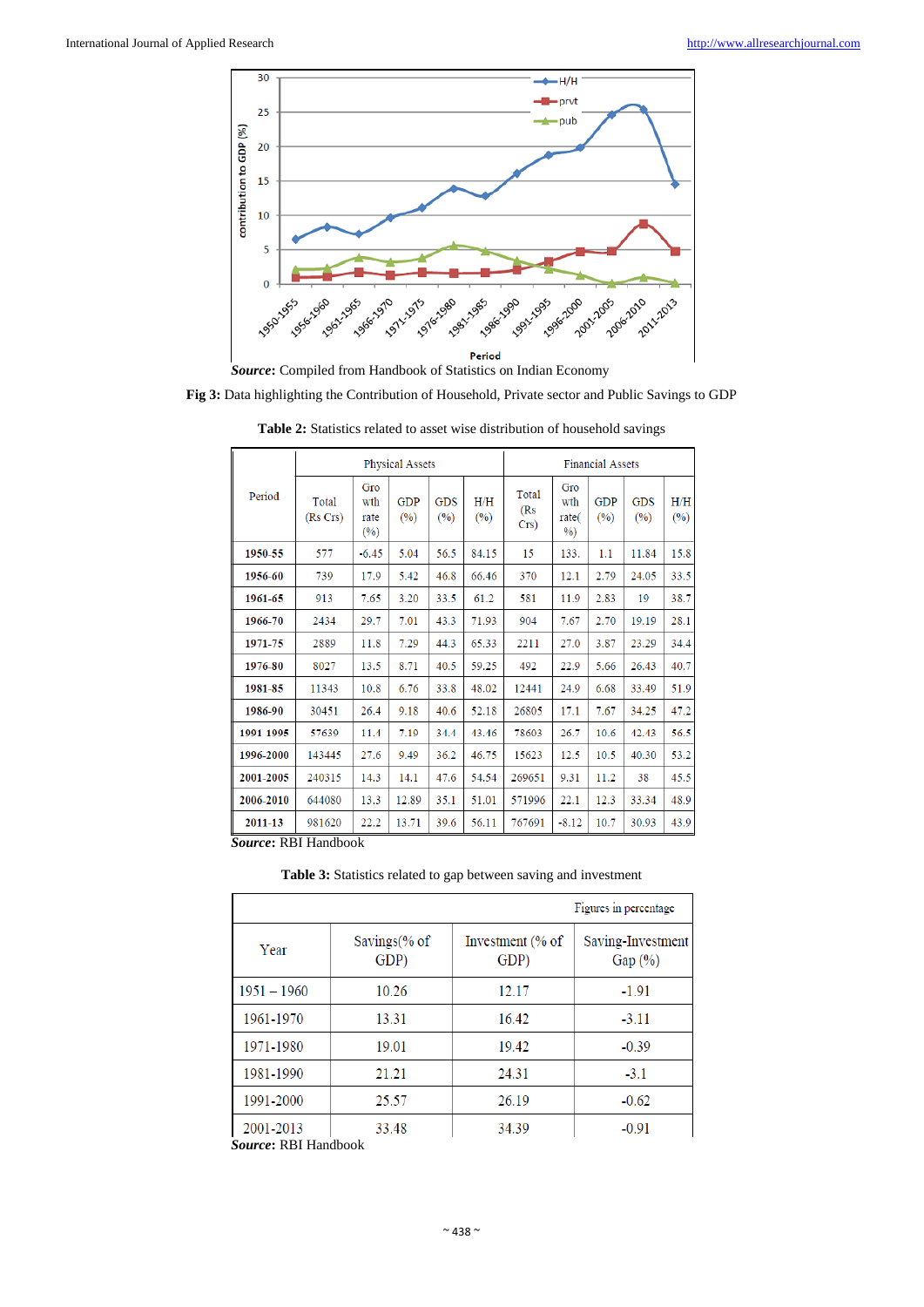**Source:** Compiled from Handbook of Statistics on Indian Economy

**Fig 3:** Data highlighting the Contribution of Household, Private sector and Public Savings to GDP

**Table 2:** Statistics related to asset wise distribution of household savings

| Period | Physical Assets | | | | | Financial Assets | | | | |
|---|---|---|---|---|---|---|---|---|---|---|
| | Total (Rs Crs) | Growth rate (%) | GDP (%) | GDS (%) | H/H (%) | Total (Rs Crs) | Growth rate(%) | GDP (%) | GDS (%) | H/H (%) |
| **1950-55** | 577 | -6.45 | 5.04 | 56.5 | 84.15 | 15 | 133. | 1.1 | 11.84 | 15.8 |
| **1956-60** | 739 | 17.9 | 5.42 | 46.8 | 66.46 | 370 | 12.1 | 2.79 | 24.05 | 33.5 |
| **1961-65** | 913 | 7.65 | 3.20 | 33.5 | 61.2 | 581 | 11.9 | 2.83 | 19 | 38.7 |
| **1966-70** | 2434 | 29.7 | 7.01 | 43.3 | 71.93 | 904 | 7.67 | 2.70 | 19.19 | 28.1 |
| **1971-75** | 2889 | 11.8 | 7.29 | 44.3 | 65.33 | 2211 | 27.0 | 3.87 | 23.29 | 34.4 |
| **1976-80** | 8027 | 13.5 | 8.71 | 40.5 | 59.25 | 492 | 22.9 | 5.66 | 26.43 | 40.7 |
| **1981-85** | 11343 | 10.8 | 6.76 | 33.8 | 48.02 | 12441 | 24.9 | 6.68 | 33.49 | 51.9 |
| **1986-90** | 30451 | 26.4 | 9.18 | 40.6 | 52.18 | 26805 | 17.1 | 7.67 | 34.25 | 47.2 |
| **1991 1995** | 57639 | 11.4 | 7.19 | 34.4 | 43.46 | 78603 | 26.7 | 10.6 | 42.43 | 56.5 |
| **1996-2000** | 143445 | 27.6 | 9.49 | 36.2 | 46.75 | 15623 | 12.5 | 10.5 | 40.30 | 53.2 |
| **2001-2005** | 240315 | 14.3 | 14.1 | 47.6 | 54.54 | 269651 | 9.31 | 11.2 | 38 | 45.5 |
| **2006-2010** | 644080 | 13.3 | 12.89 | 35.1 | 51.01 | 571996 | 22.1 | 12.3 | 33.34 | 48.9 |
| **2011-13** | 981620 | 22.2 | 13.71 | 39.6 | 56.11 | 767691 | -8.12 | 10.7 | 30.93 | 43.9 |

**Source:** RBI Handbook

**Table 3:** Statistics related to gap between saving and investment

Figures in percentage

| Year | Savings(% of GDP) | Investment (% of GDP) | Saving-Investment Gap (%) |
|---|---|---|---|
| 1951 – 1960 | 10.26 | 12.17 | -1.91 |
| 1961-1970 | 13.31 | 16.42 | -3.11 |
| 1971-1980 | 19.01 | 19.42 | -0.39 |
| 1981-1990 | 21.21 | 24.31 | -3.1 |
| 1991-2000 | 25.57 | 26.19 | -0.62 |
| 2001-2013 | 33.48 | 34.39 | -0.91 |

**Source:** RBI Handbook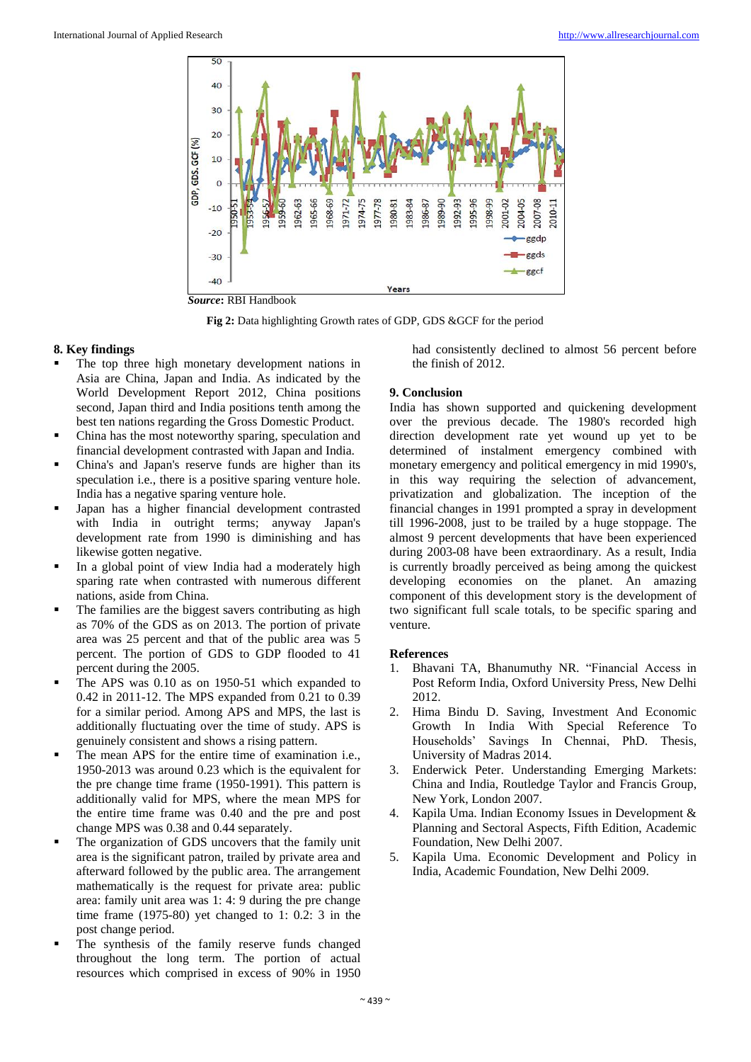50
40
30
20
10
0
-10
-20
-30
-40

GDP, GDS, GCF (%)

1950-51
1953-54
1956-57
1959-60
1962-63
1965-66
1968-69
1971-72
1974-75
1977-78
1980-81
1983-84
1986-87
1989-90
1992-93
1995-96
1998-99
2001-02
2004-05
2007-08
2010-11

Years

ggdp
ggds
ggcf

***Source*:** RBI Handbook

**Fig 2:** Data highlighting Growth rates of GDP, GDS &GCF for the period

## 8. Key findings

- The top three high monetary development nations in Asia are China, Japan and India. As indicated by the World Development Report 2012, China positions second, Japan third and India positions tenth among the best ten nations regarding the Gross Domestic Product.
- China has the most noteworthy sparing, speculation and financial development contrasted with Japan and India.
- China's and Japan's reserve funds are higher than its speculation i.e., there is a positive sparing venture hole. India has a negative sparing venture hole.
- Japan has a higher financial development contrasted with India in outright terms; anyway Japan's development rate from 1990 is diminishing and has likewise gotten negative.
- In a global point of view India had a moderately high sparing rate when contrasted with numerous different nations, aside from China.
- The families are the biggest savers contributing as high as 70% of the GDS as on 2013. The portion of private area was 25 percent and that of the public area was 5 percent. The portion of GDS to GDP flooded to 41 percent during the 2005.
- The APS was 0.10 as on 1950-51 which expanded to 0.42 in 2011-12. The MPS expanded from 0.21 to 0.39 for a similar period. Among APS and MPS, the last is additionally fluctuating over the time of study. APS is genuinely consistent and shows a rising pattern.
- The mean APS for the entire time of examination i.e., 1950-2013 was around 0.23 which is the equivalent for the pre change time frame (1950-1991). This pattern is additionally valid for MPS, where the mean MPS for the entire time frame was 0.40 and the pre and post change MPS was 0.38 and 0.44 separately.
- The organization of GDS uncovers that the family unit area is the significant patron, trailed by private area and afterward followed by the public area. The arrangement mathematically is the request for private area: public area: family unit area was 1: 4: 9 during the pre change time frame (1975-80) yet changed to 1: 0.2: 3 in the post change period.
- The synthesis of the family reserve funds changed throughout the long term. The portion of actual resources which comprised in excess of 90% in 1950 had consistently declined to almost 56 percent before the finish of 2012.

## 9. Conclusion

India has shown supported and quickening development over the previous decade. The 1980's recorded high direction development rate yet wound up yet to be determined of instalment emergency combined with monetary emergency and political emergency in mid 1990's, in this way requiring the selection of advancement, privatization and globalization. The inception of the financial changes in 1991 prompted a spray in development till 1996-2008, just to be trailed by a huge stoppage. The almost 9 percent developments that have been experienced during 2003-08 have been extraordinary. As a result, India is currently broadly perceived as being among the quickest developing economies on the planet. An amazing component of this development story is the development of two significant full scale totals, to be specific sparing and venture.

## References

1. Bhavani TA, Bhanumuthy NR. "Financial Access in Post Reform India, Oxford University Press, New Delhi 2012.
2. Hima Bindu D. Saving, Investment And Economic Growth In India With Special Reference To Households' Savings In Chennai, PhD. Thesis, University of Madras 2014.
3. Enderwick Peter. Understanding Emerging Markets: China and India, Routledge Taylor and Francis Group, New York, London 2007.
4. Kapila Uma. Indian Economy Issues in Development & Planning and Sectoral Aspects, Fifth Edition, Academic Foundation, New Delhi 2007.
5. Kapila Uma. Economic Development and Policy in India, Academic Foundation, New Delhi 2009.